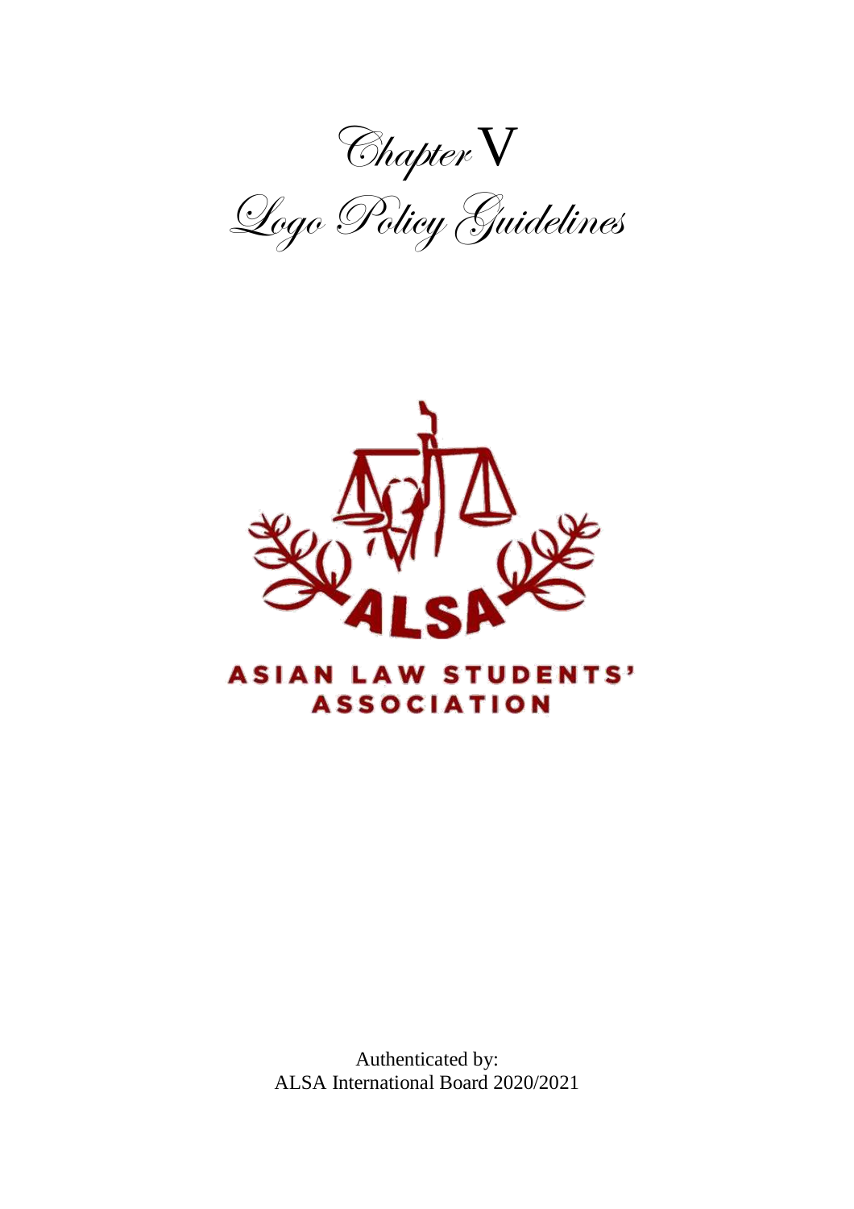# Chapter V

# Logo Policy Guidelines

ASIAN LAW STUDENTS' ASSOCIATION

Authenticated by:
ALSA International Board 2020/2021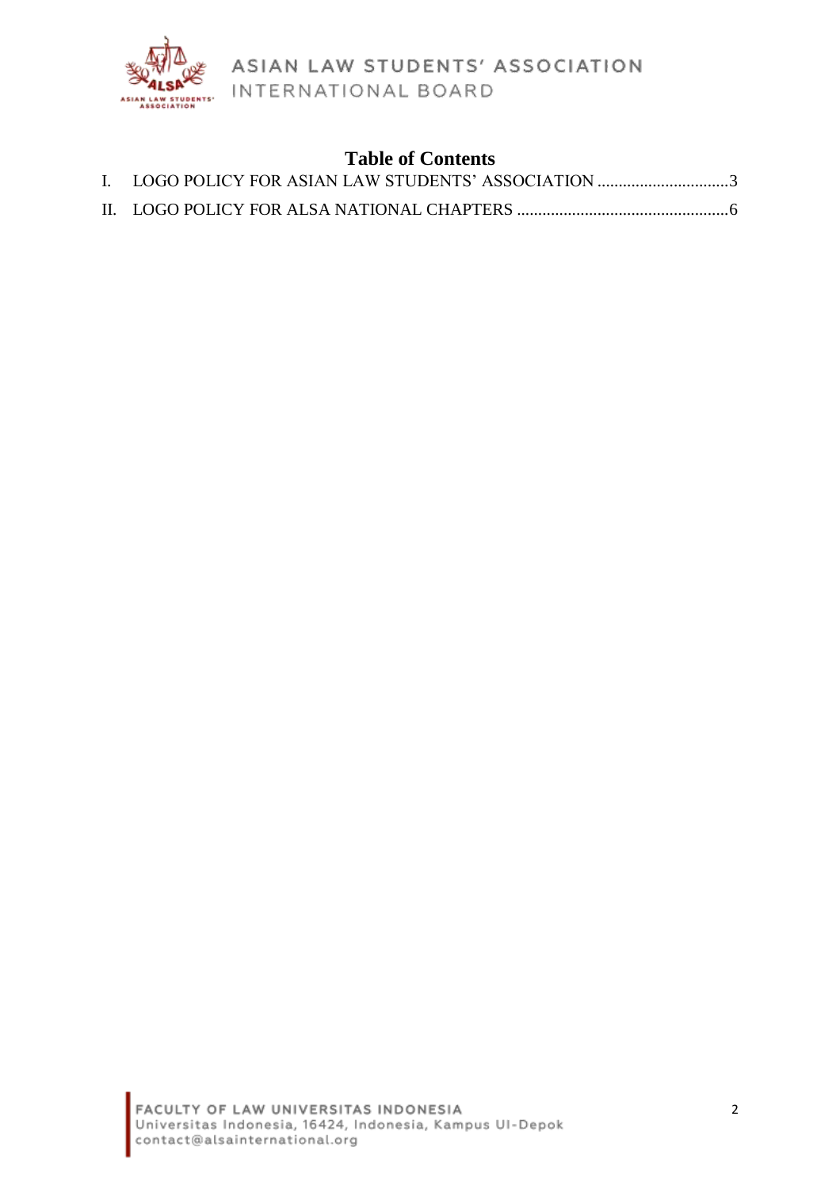# Table of Contents

I. LOGO POLICY FOR ASIAN LAW STUDENTS' ASSOCIATION ...............................3

II. LOGO POLICY FOR ALSA NATIONAL CHAPTERS .................................................6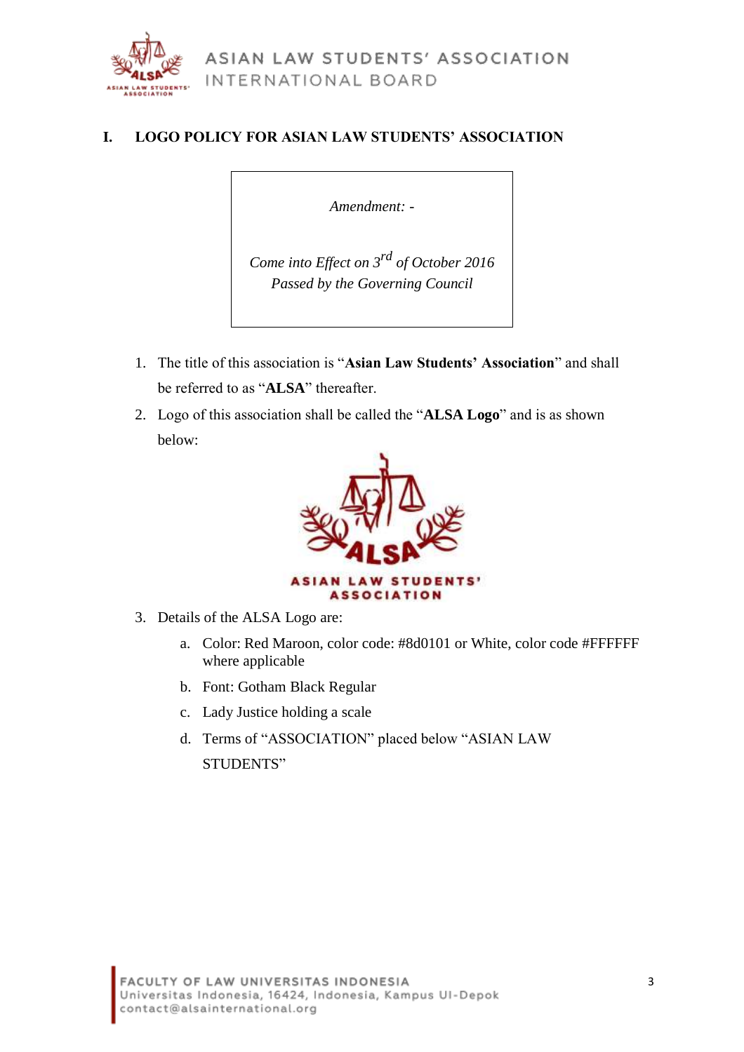## I. LOGO POLICY FOR ASIAN LAW STUDENTS' ASSOCIATION

> *Amendment: -*
>
> *Come into Effect on 3rd of October 2016*
> *Passed by the Governing Council*

1. The title of this association is "**Asian Law Students' Association**" and shall be referred to as "**ALSA**" thereafter.
2. Logo of this association shall be called the "**ALSA Logo**" and is as shown below:
3. Details of the ALSA Logo are:
   a. Color: Red Maroon, color code: #8d0101 or White, color code #FFFFFF where applicable
   b. Font: Gotham Black Regular
   c. Lady Justice holding a scale
   d. Terms of "ASSOCIATION" placed below "ASIAN LAW STUDENTS"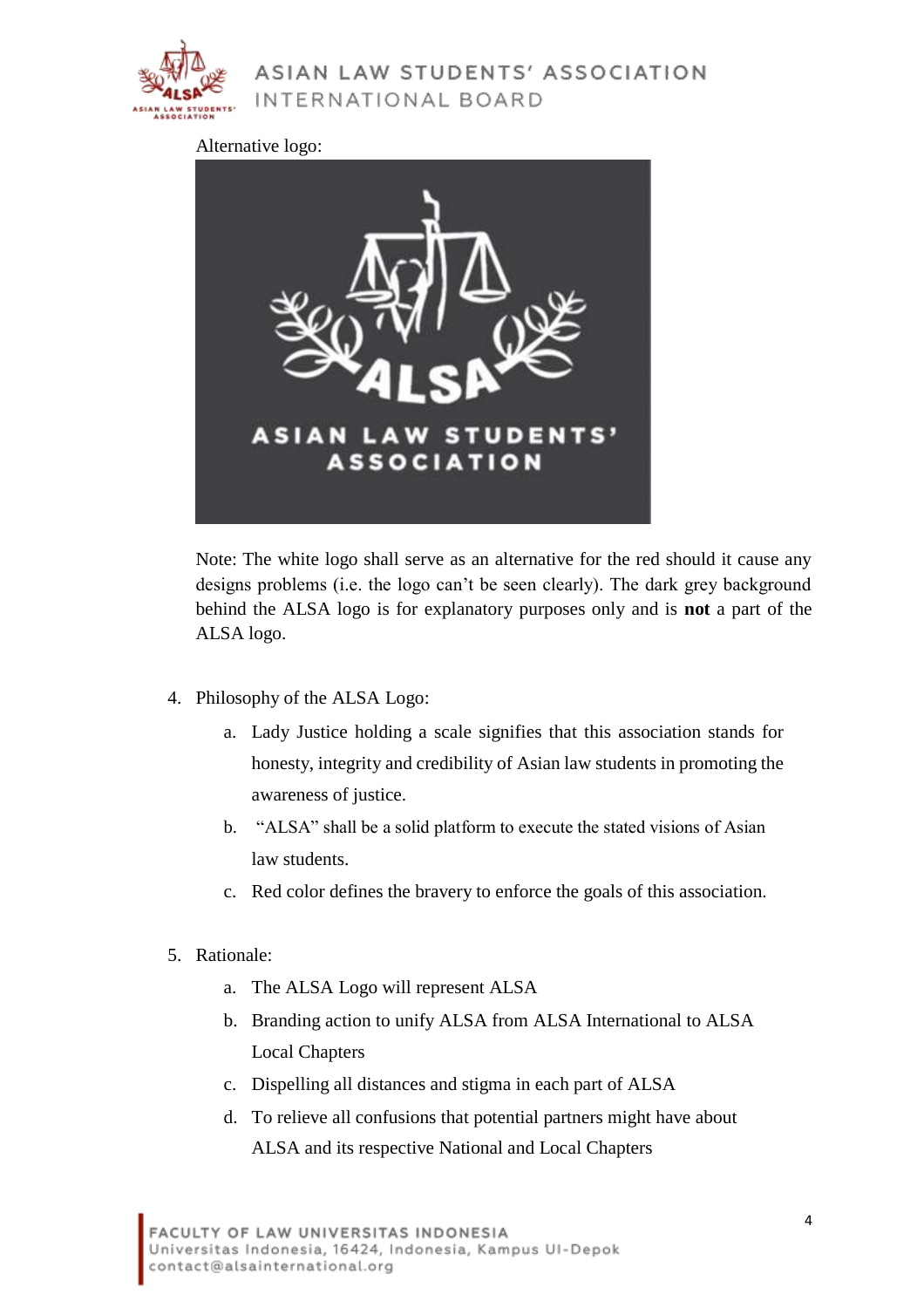Alternative logo:

Note: The white logo shall serve as an alternative for the red should it cause any designs problems (i.e. the logo can't be seen clearly). The dark grey background behind the ALSA logo is for explanatory purposes only and is **not** a part of the ALSA logo.

4. Philosophy of the ALSA Logo:
    a. Lady Justice holding a scale signifies that this association stands for honesty, integrity and credibility of Asian law students in promoting the awareness of justice.
    b. "ALSA" shall be a solid platform to execute the stated visions of Asian law students.
    c. Red color defines the bravery to enforce the goals of this association.

5. Rationale:
    a. The ALSA Logo will represent ALSA
    b. Branding action to unify ALSA from ALSA International to ALSA Local Chapters
    c. Dispelling all distances and stigma in each part of ALSA
    d. To relieve all confusions that potential partners might have about ALSA and its respective National and Local Chapters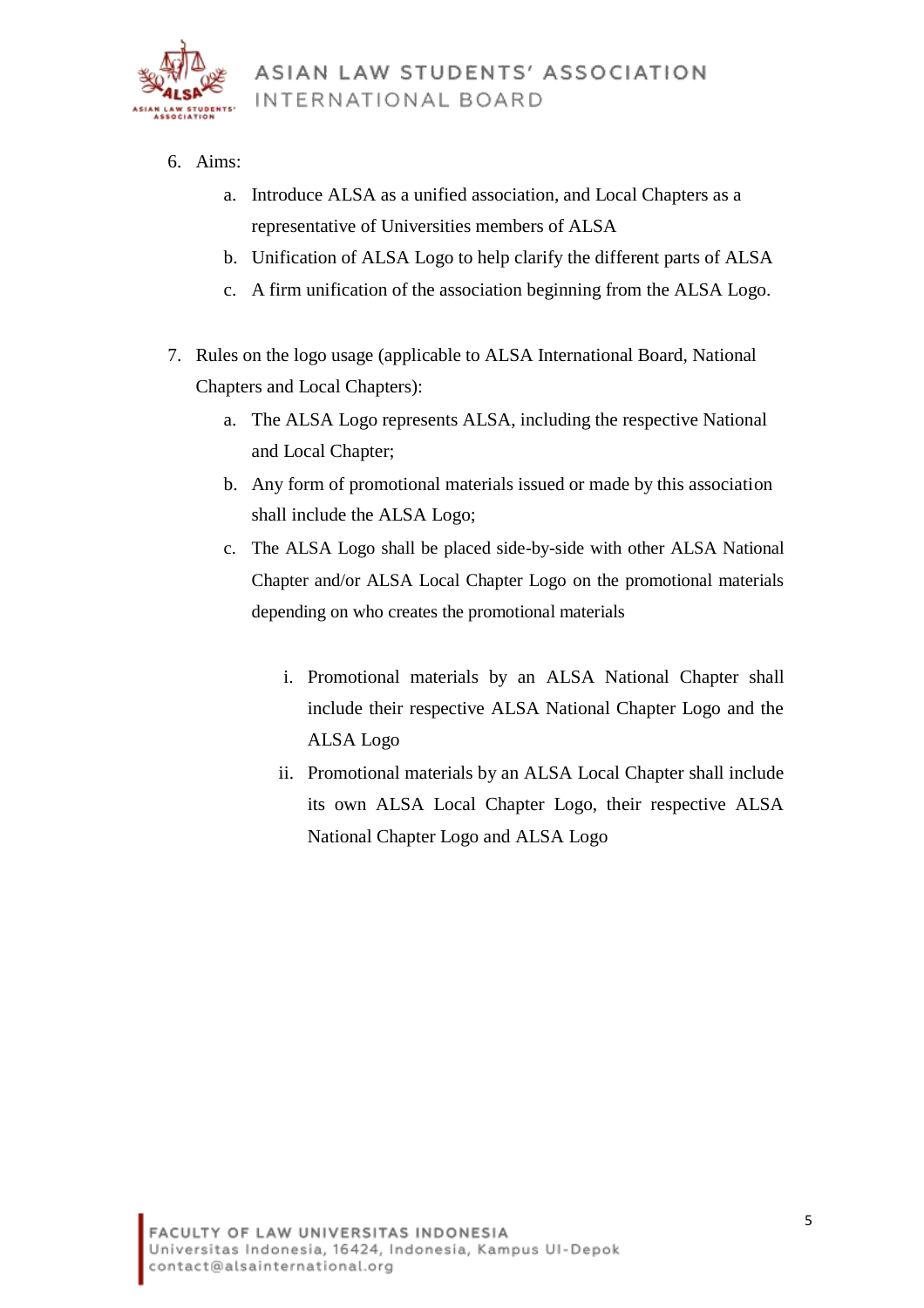6. Aims:
    a. Introduce ALSA as a unified association, and Local Chapters as a representative of Universities members of ALSA
    b. Unification of ALSA Logo to help clarify the different parts of ALSA
    c. A firm unification of the association beginning from the ALSA Logo.

7. Rules on the logo usage (applicable to ALSA International Board, National Chapters and Local Chapters):
    a. The ALSA Logo represents ALSA, including the respective National and Local Chapter;
    b. Any form of promotional materials issued or made by this association shall include the ALSA Logo;
    c. The ALSA Logo shall be placed side-by-side with other ALSA National Chapter and/or ALSA Local Chapter Logo on the promotional materials depending on who creates the promotional materials

        i. Promotional materials by an ALSA National Chapter shall include their respective ALSA National Chapter Logo and the ALSA Logo
        ii. Promotional materials by an ALSA Local Chapter shall include its own ALSA Local Chapter Logo, their respective ALSA National Chapter Logo and ALSA Logo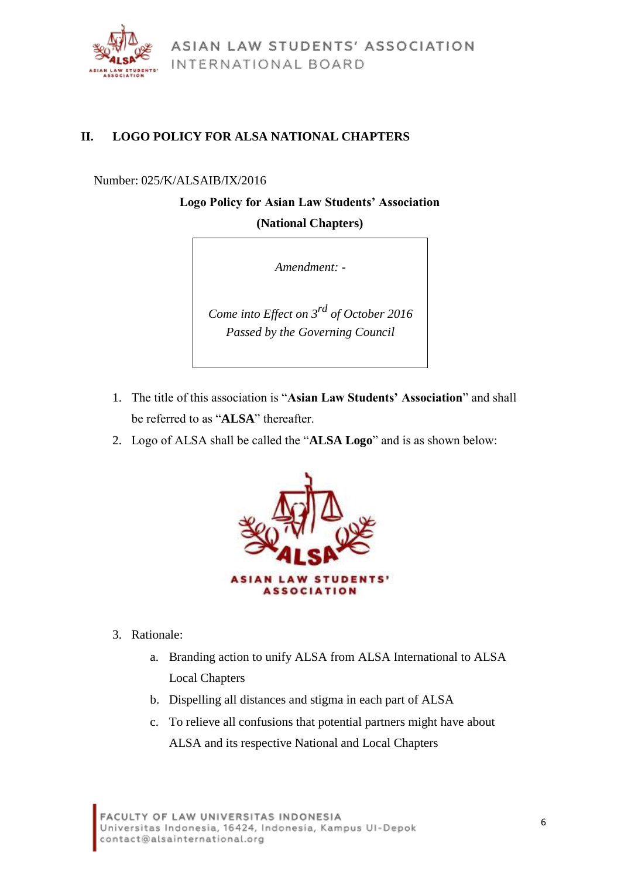## II. LOGO POLICY FOR ALSA NATIONAL CHAPTERS

Number: 025/K/ALSAIB/IX/2016

**Logo Policy for Asian Law Students' Association**

**(National Chapters)**

| *Amendment: -* |
|---|
| *Come into Effect on 3rd of October 2016* |
| *Passed by the Governing Council* |

1. The title of this association is "**Asian Law Students' Association**" and shall be referred to as "**ALSA**" thereafter.
2. Logo of ALSA shall be called the "**ALSA Logo**" and is as shown below:

3. Rationale:
   a. Branding action to unify ALSA from ALSA International to ALSA Local Chapters
   b. Dispelling all distances and stigma in each part of ALSA
   c. To relieve all confusions that potential partners might have about ALSA and its respective National and Local Chapters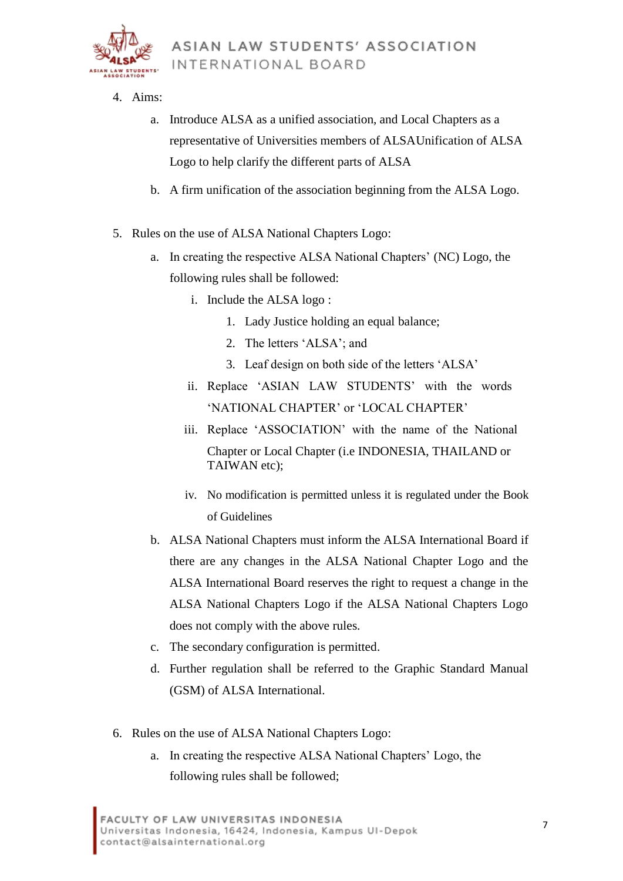4. Aims:

   a. Introduce ALSA as a unified association, and Local Chapters as a representative of Universities members of ALSAUnification of ALSA Logo to help clarify the different parts of ALSA

   b. A firm unification of the association beginning from the ALSA Logo.

5. Rules on the use of ALSA National Chapters Logo:

   a. In creating the respective ALSA National Chapters' (NC) Logo, the following rules shall be followed:

      i. Include the ALSA logo :

         1. Lady Justice holding an equal balance;
         2. The letters 'ALSA'; and
         3. Leaf design on both side of the letters 'ALSA'

      ii. Replace 'ASIAN LAW STUDENTS' with the words 'NATIONAL CHAPTER' or 'LOCAL CHAPTER'

      iii. Replace 'ASSOCIATION' with the name of the National Chapter or Local Chapter (i.e INDONESIA, THAILAND or TAIWAN etc);

      iv. No modification is permitted unless it is regulated under the Book of Guidelines

   b. ALSA National Chapters must inform the ALSA International Board if there are any changes in the ALSA National Chapter Logo and the ALSA International Board reserves the right to request a change in the ALSA National Chapters Logo if the ALSA National Chapters Logo does not comply with the above rules.

   c. The secondary configuration is permitted.

   d. Further regulation shall be referred to the Graphic Standard Manual (GSM) of ALSA International.

6. Rules on the use of ALSA National Chapters Logo:

   a. In creating the respective ALSA National Chapters' Logo, the following rules shall be followed;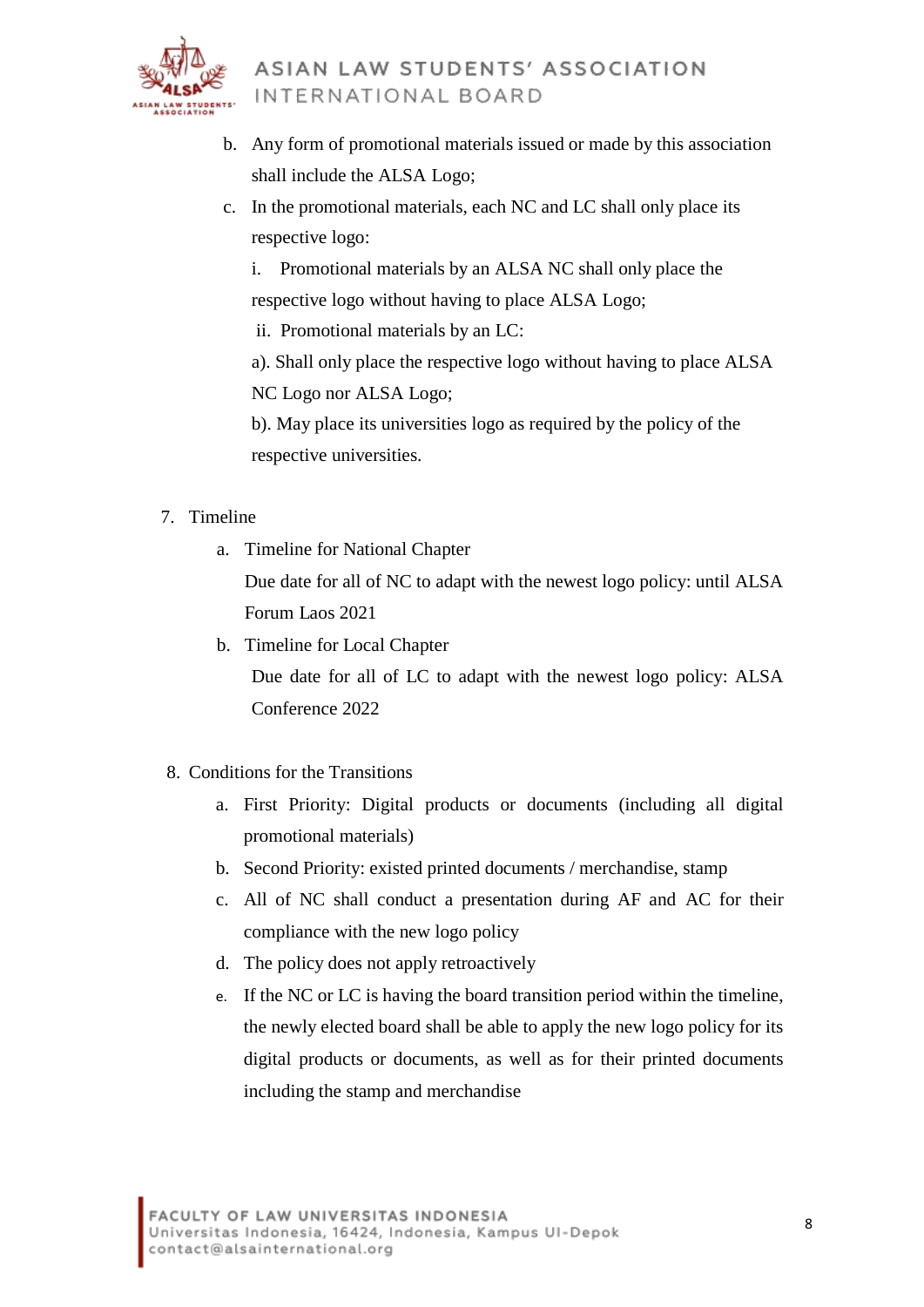b. Any form of promotional materials issued or made by this association shall include the ALSA Logo;

c. In the promotional materials, each NC and LC shall only place its respective logo:

   i. Promotional materials by an ALSA NC shall only place the respective logo without having to place ALSA Logo;

   ii. Promotional materials by an LC:

   a). Shall only place the respective logo without having to place ALSA NC Logo nor ALSA Logo;

   b). May place its universities logo as required by the policy of the respective universities.

7. Timeline

   a. Timeline for National Chapter

      Due date for all of NC to adapt with the newest logo policy: until ALSA Forum Laos 2021

   b. Timeline for Local Chapter

      Due date for all of LC to adapt with the newest logo policy: ALSA Conference 2022

8. Conditions for the Transitions

   a. First Priority: Digital products or documents (including all digital promotional materials)

   b. Second Priority: existed printed documents / merchandise, stamp

   c. All of NC shall conduct a presentation during AF and AC for their compliance with the new logo policy

   d. The policy does not apply retroactively

   e. If the NC or LC is having the board transition period within the timeline, the newly elected board shall be able to apply the new logo policy for its digital products or documents, as well as for their printed documents including the stamp and merchandise